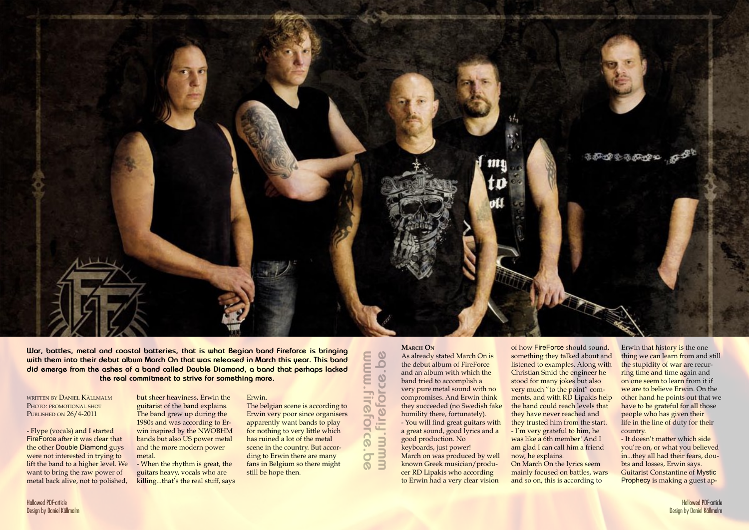**War, battles, metal and coastal batteries, that is what Begian band Fireforce is bringing with them into their debut album March On that was released in March this year. This band did emerge from the ashes of a band called Double Diamond, a band that perhaps lacked the real commitment to strive for something more.**

Written by Daniel Källmalm
Photo: promotional shot
Published on 26/4-2011

- Flype (vocals) and I started FireForce after it was clear that the other Double Diamond guys were not interested in trying to lift the band to a higher level. We want to bring the raw power of metal back alive, not to polished, but sheer heaviness, Erwin the guitarist of the band explains. The band grew up during the 1980s and was according to Erwin inspired by the NWOBHM bands but also US power metal and the more modern power metal.
- When the rhythm is great, the guitars heavy, vocals who are killing...that's the real stuff, says Erwin.
The belgian scene is according to Erwin very poor since organisers apparently want bands to play for nothing to very little which has ruined a lot of the metal scene in the country. But according to Erwin there are many fans in Belgium so there might still be hope then.

www.fireforce.be

### March On

As already stated March On is the debut album of FireForce and an album with which the band tried to accomplish a very pure metal sound with no compromises. And Erwin think they succeeded (no Swedish fake humility there, fortunately).
- You will find great guitars with a great sound, good lyrics and a good production. No keyboards, just power!
March on was produced by well known Greek musician/producer RD Lipakis who according to Erwin had a very clear vision of how FireForce should sound, something they talked about and listened to examples. Along with Christian Smid the engineer he stood for many jokes but also very much "to the point" comments, and with RD Lipakis help the band could reach levels that they have never reached and they trusted him from the start.
- I'm very grateful to him, he was like a 6th member! And I am glad I can call him a friend now, he explains.
On March On the lyrics seem mainly focused on battles, wars and so on, this is according to Erwin that history is the one thing we can learn from and still the stupidity of war are recurring time and time again and on one seem to learn from it if we are to believe Erwin. On the other hand he points out that we have to be grateful for all those people who has given their life in the line of duty for their country.
- It doesn't matter which side you're on, or what you believed in...they all had their fears, doubts and losses, Erwin says.
Guitarist Constantine of Mystic Prophecy is making a guest ap-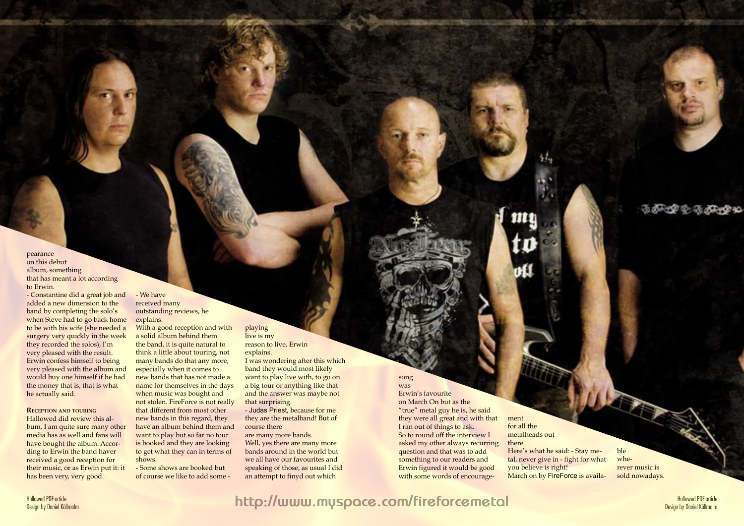pearance on this debut album, something that has meant a lot according to Erwin.

- Constantine did a great job and added a new dimension to the band by completing the solo's when Steve had to go back home to be with his wife (she needed a surgery very quickly in the week they recorded the solos), I'm very pleased with the result.

Erwin confess himself to being very pleased with the album and would buy one himself if he had the money that is, that is what he actually said.

**Reception and touring**

Hallowed did review this album, I am quite sure many other media has as well and fans will have bought the album. According to Erwin the band haver received a good reception for their music, or as Erwin put it: it has been very, very good.

- We have received many outstanding reviews, he explains.

With a good reception and with a solid album behind them the band, it is quite natural to think a little about touring, not many bands do that any more, especially when it comes to new bands that has not made a name for themselves in the days when music was bought and not stolen. FireForce is not really that different from most other new bands in this regard, they have an album behind them and want to play live but so far no tour is booked and they are looking to get what they can in terms of shows.

- Some shows are booked but of course we like to add some - playing live is my reason to live, Erwin explains.

I was wondering after this which band they would most likely want to play live with, to go on a big tour or anything like that and the answer was maybe not that surprising.

- Judas Priest, because for me they are the metalband! But of course there are many more bands.

Well, yes there are many more bands around in the world but we all have our favourites and speaking of those, as usual I did an attempt to finyd out which song was Erwin's favourite on March On but as the "true" metal guy he is, he said they were all great and with that I ran out of things to ask.

So to round off the interview I asked my other always recurring question and that was to add something to our readers and Erwin figured it would be good with some words of encouragement for all the metalheads out there.

Here's what he said: - Stay metal, never give in - fight for what you believe is right!

March on by FireForce is available wherever music is sold nowadays.

http://www.myspace.com/fireforcemetal